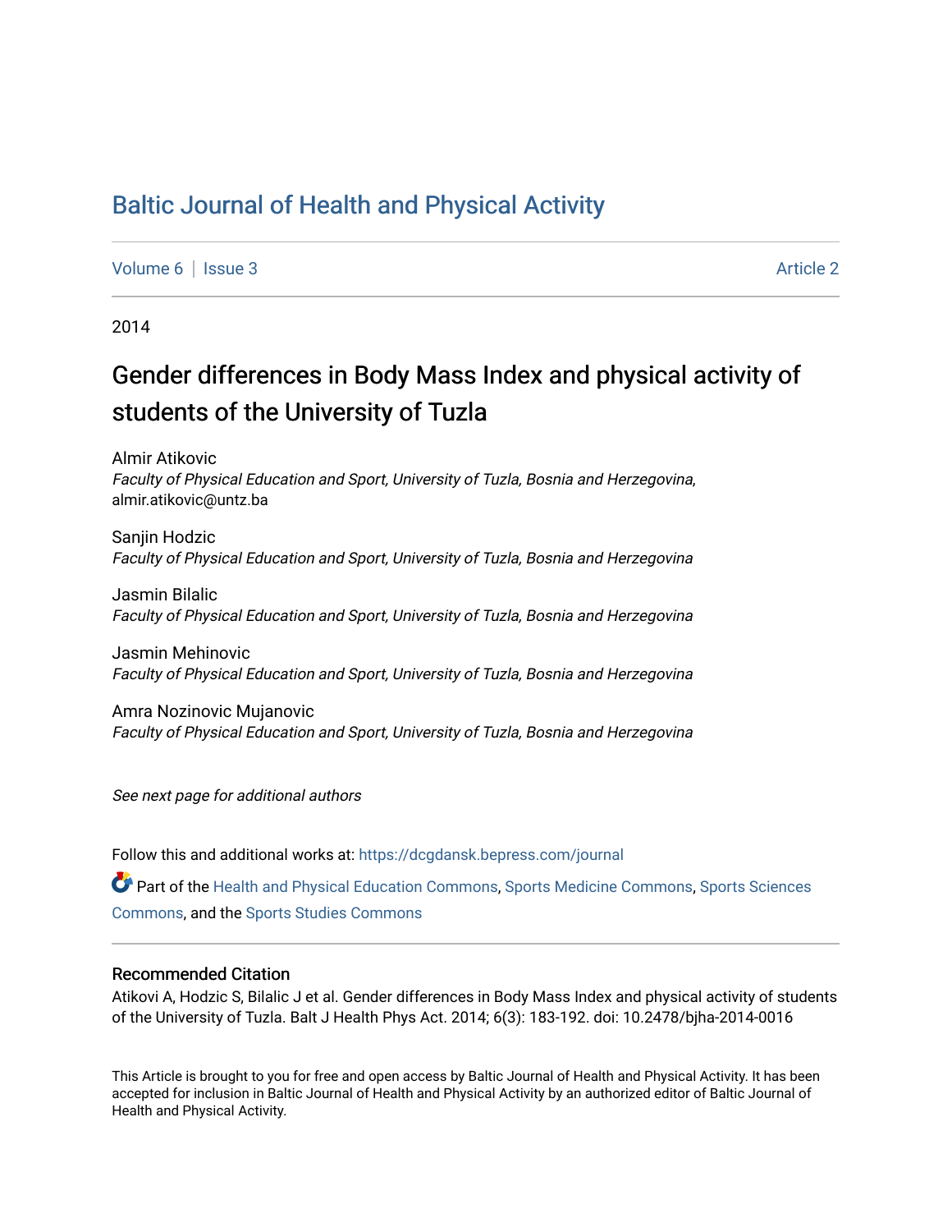# Baltic Journal of Health and Physical Activity

Volume 6 | Issue 3 Article 2

2014

## Gender differences in Body Mass Index and physical activity of students of the University of Tuzla

Almir Atikovic
*Faculty of Physical Education and Sport, University of Tuzla, Bosnia and Herzegovina*, almir.atikovic@untz.ba

Sanjin Hodzic
*Faculty of Physical Education and Sport, University of Tuzla, Bosnia and Herzegovina*

Jasmin Bilalic
*Faculty of Physical Education and Sport, University of Tuzla, Bosnia and Herzegovina*

Jasmin Mehinovic
*Faculty of Physical Education and Sport, University of Tuzla, Bosnia and Herzegovina*

Amra Nozinovic Mujanovic
*Faculty of Physical Education and Sport, University of Tuzla, Bosnia and Herzegovina*

*See next page for additional authors*

Follow this and additional works at: https://dcgdansk.bepress.com/journal

Part of the Health and Physical Education Commons, Sports Medicine Commons, Sports Sciences Commons, and the Sports Studies Commons

### Recommended Citation

Atikovi A, Hodzic S, Bilalic J et al. Gender differences in Body Mass Index and physical activity of students of the University of Tuzla. Balt J Health Phys Act. 2014; 6(3): 183-192. doi: 10.2478/bjha-2014-0016

This Article is brought to you for free and open access by Baltic Journal of Health and Physical Activity. It has been accepted for inclusion in Baltic Journal of Health and Physical Activity by an authorized editor of Baltic Journal of Health and Physical Activity.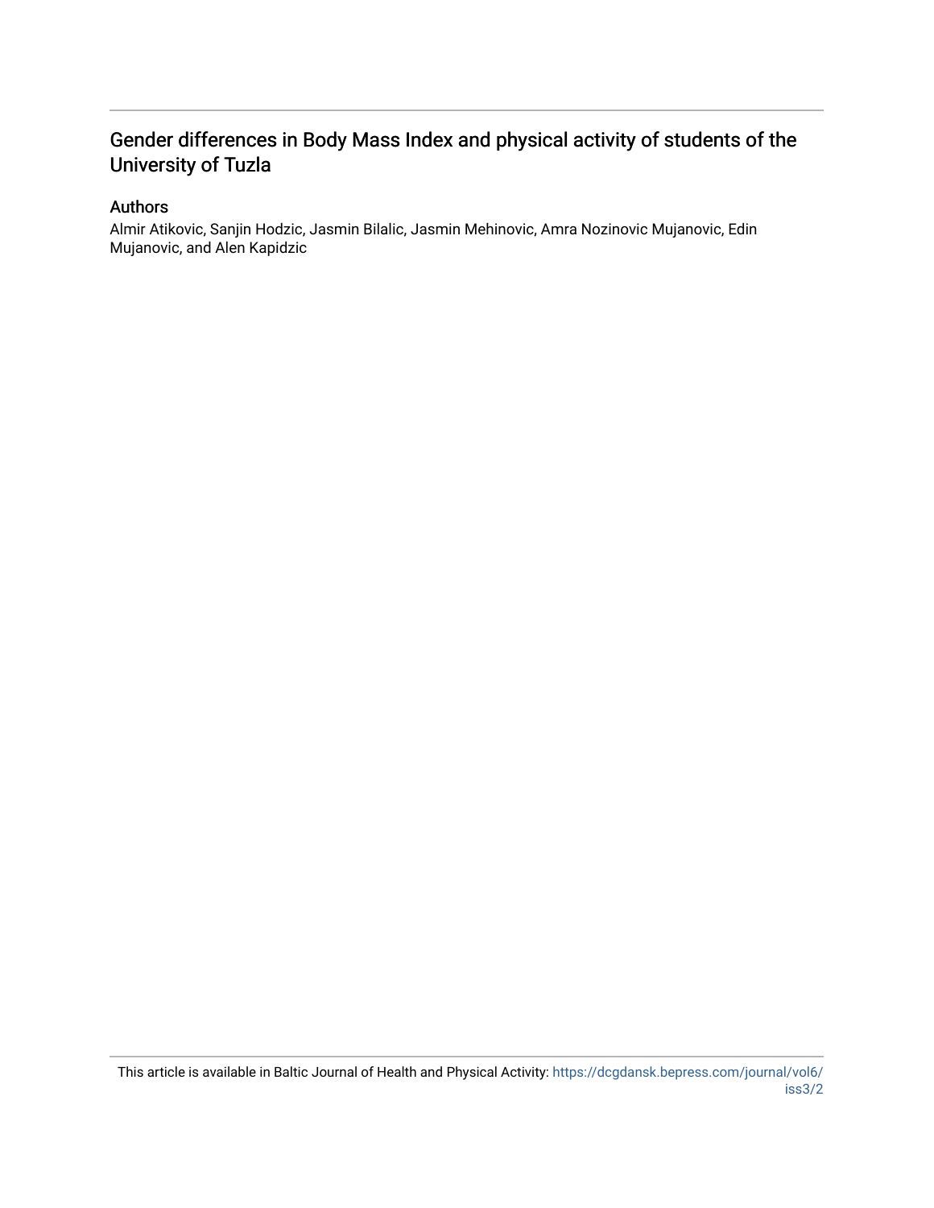# Gender differences in Body Mass Index and physical activity of students of the University of Tuzla

## Authors

Almir Atikovic, Sanjin Hodzic, Jasmin Bilalic, Jasmin Mehinovic, Amra Nozinovic Mujanovic, Edin Mujanovic, and Alen Kapidzic

This article is available in Baltic Journal of Health and Physical Activity: https://dcgdansk.bepress.com/journal/vol6/iss3/2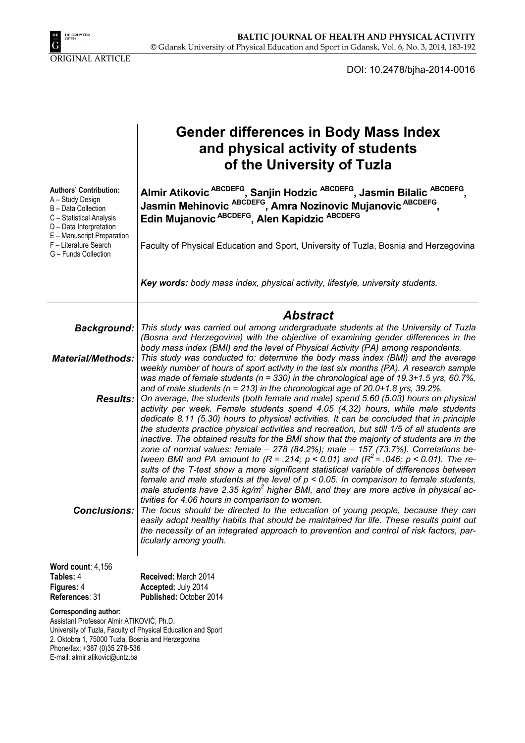ORIGINAL ARTICLE

DOI: 10.2478/bjha-2014-0016

# Gender differences in Body Mass Index and physical activity of students of the University of Tuzla

**Authors' Contribution:**
A – Study Design
B – Data Collection
C – Statistical Analysis
D – Data Interpretation
E – Manuscript Preparation
F – Literature Search
G – Funds Collection

**Almir Atikovic** [ABCDEFG]**, Sanjin Hodzic** [ABCDEFG]**, Jasmin Bilalic** [ABCDEFG]**, Jasmin Mehinovic** [ABCDEFG]**, Amra Nozinovic Mujanovic** [ABCDEFG]**, Edin Mujanovic** [ABCDEFG]**, Alen Kapidzic** [ABCDEFG]

Faculty of Physical Education and Sport, University of Tuzla, Bosnia and Herzegovina

***Key words:*** *body mass index, physical activity, lifestyle, university students.*

## *Abstract*

***Background:*** *This study was carried out among undergraduate students at the University of Tuzla (Bosna and Herzegovina) with the objective of examining gender differences in the body mass index (BMI) and the level of Physical Activity (PA) among respondents.*

***Material/Methods:*** *This study was conducted to: determine the body mass index (BMI) and the average weekly number of hours of sport activity in the last six months (PA). A research sample was made of female students (n = 330) in the chronological age of 19.3+1.5 yrs, 60.7%, and of male students (n = 213) in the chronological age of 20.0+1.8 yrs, 39.2%.*

***Results:*** *On average, the students (both female and male) spend 5.60 (5.03) hours on physical activity per week. Female students spend 4.05 (4.32) hours, while male students dedicate 8.11 (5.30) hours to physical activities. It can be concluded that in principle the students practice physical activities and recreation, but still 1/5 of all students are inactive. The obtained results for the BMI show that the majority of students are in the zone of normal values: female – 278 (84.2%); male – 157 (73.7%). Correlations between BMI and PA amount to ($R = .214$; $p < 0.01$) and ($R^2 = .046$; $p < 0.01$). The results of the T-test show a more significant statistical variable of differences between female and male students at the level of $p < 0.05$. In comparison to female students, male students have 2.35 kg/m$^2$ higher BMI, and they are more active in physical activities for 4.06 hours in comparison to women.*

***Conclusions:*** *The focus should be directed to the education of young people, because they can easily adopt healthy habits that should be maintained for life. These results point out the necessity of an integrated approach to prevention and control of risk factors, particularly among youth.*

**Word count**: 4,156
**Tables:** 4
**Figures:** 4
**References**: 31

**Received:** March 2014
**Accepted:** July 2014
**Published:** October 2014

**Corresponding author:**
Assistant Professor Almir ATIKOVIĆ, Ph.D.
University of Tuzla, Faculty of Physical Education and Sport
2. Oktobra 1, 75000 Tuzla, Bosnia and Herzegovina
Phone/fax: +387 (0)35 278-536
E-mail: almir.atikovic@untz.ba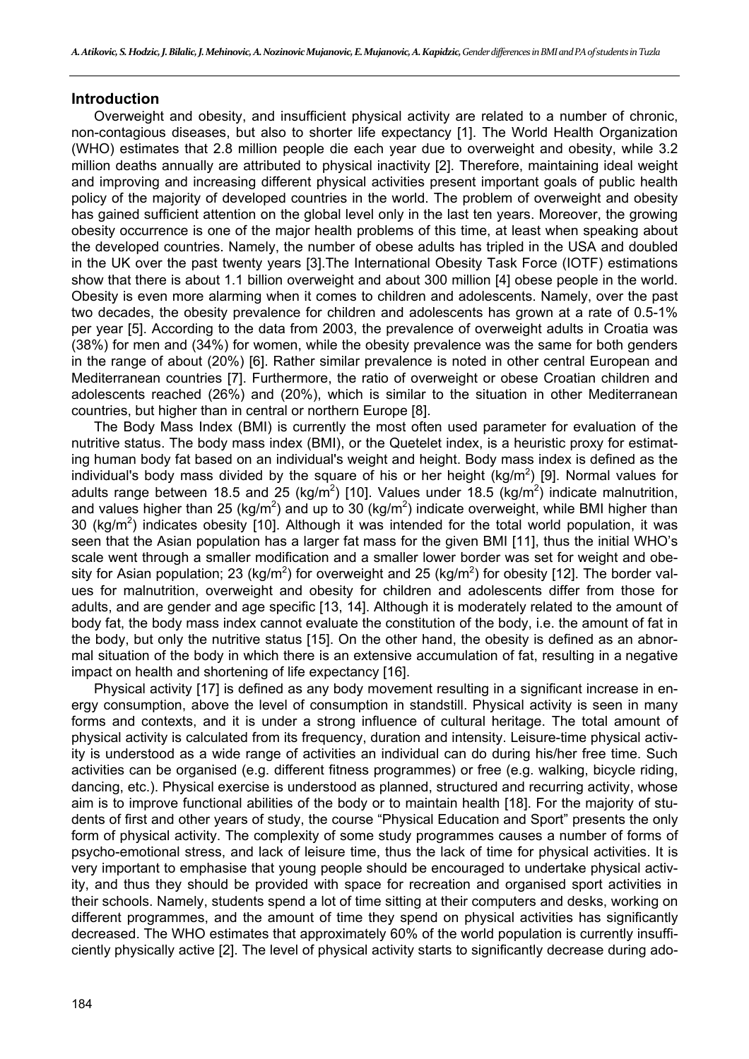## Introduction

Overweight and obesity, and insufficient physical activity are related to a number of chronic, non-contagious diseases, but also to shorter life expectancy [1]. The World Health Organization (WHO) estimates that 2.8 million people die each year due to overweight and obesity, while 3.2 million deaths annually are attributed to physical inactivity [2]. Therefore, maintaining ideal weight and improving and increasing different physical activities present important goals of public health policy of the majority of developed countries in the world. The problem of overweight and obesity has gained sufficient attention on the global level only in the last ten years. Moreover, the growing obesity occurrence is one of the major health problems of this time, at least when speaking about the developed countries. Namely, the number of obese adults has tripled in the USA and doubled in the UK over the past twenty years [3].The International Obesity Task Force (IOTF) estimations show that there is about 1.1 billion overweight and about 300 million [4] obese people in the world. Obesity is even more alarming when it comes to children and adolescents. Namely, over the past two decades, the obesity prevalence for children and adolescents has grown at a rate of 0.5-1% per year [5]. According to the data from 2003, the prevalence of overweight adults in Croatia was (38%) for men and (34%) for women, while the obesity prevalence was the same for both genders in the range of about (20%) [6]. Rather similar prevalence is noted in other central European and Mediterranean countries [7]. Furthermore, the ratio of overweight or obese Croatian children and adolescents reached (26%) and (20%), which is similar to the situation in other Mediterranean countries, but higher than in central or northern Europe [8].

The Body Mass Index (BMI) is currently the most often used parameter for evaluation of the nutritive status. The body mass index (BMI), or the Quetelet index, is a heuristic proxy for estimating human body fat based on an individual's weight and height. Body mass index is defined as the individual's body mass divided by the square of his or her height ($kg/m^2$) [9]. Normal values for adults range between 18.5 and 25 ($kg/m^2$) [10]. Values under 18.5 ($kg/m^2$) indicate malnutrition, and values higher than 25 ($kg/m^2$) and up to 30 ($kg/m^2$) indicate overweight, while BMI higher than 30 ($kg/m^2$) indicates obesity [10]. Although it was intended for the total world population, it was seen that the Asian population has a larger fat mass for the given BMI [11], thus the initial WHO's scale went through a smaller modification and a smaller lower border was set for weight and obesity for Asian population; 23 ($kg/m^2$) for overweight and 25 ($kg/m^2$) for obesity [12]. The border values for malnutrition, overweight and obesity for children and adolescents differ from those for adults, and are gender and age specific [13, 14]. Although it is moderately related to the amount of body fat, the body mass index cannot evaluate the constitution of the body, i.e. the amount of fat in the body, but only the nutritive status [15]. On the other hand, the obesity is defined as an abnormal situation of the body in which there is an extensive accumulation of fat, resulting in a negative impact on health and shortening of life expectancy [16].

Physical activity [17] is defined as any body movement resulting in a significant increase in energy consumption, above the level of consumption in standstill. Physical activity is seen in many forms and contexts, and it is under a strong influence of cultural heritage. The total amount of physical activity is calculated from its frequency, duration and intensity. Leisure-time physical activity is understood as a wide range of activities an individual can do during his/her free time. Such activities can be organised (e.g. different fitness programmes) or free (e.g. walking, bicycle riding, dancing, etc.). Physical exercise is understood as planned, structured and recurring activity, whose aim is to improve functional abilities of the body or to maintain health [18]. For the majority of students of first and other years of study, the course "Physical Education and Sport" presents the only form of physical activity. The complexity of some study programmes causes a number of forms of psycho-emotional stress, and lack of leisure time, thus the lack of time for physical activities. It is very important to emphasise that young people should be encouraged to undertake physical activity, and thus they should be provided with space for recreation and organised sport activities in their schools. Namely, students spend a lot of time sitting at their computers and desks, working on different programmes, and the amount of time they spend on physical activities has significantly decreased. The WHO estimates that approximately 60% of the world population is currently insufficiently physically active [2]. The level of physical activity starts to significantly decrease during ado-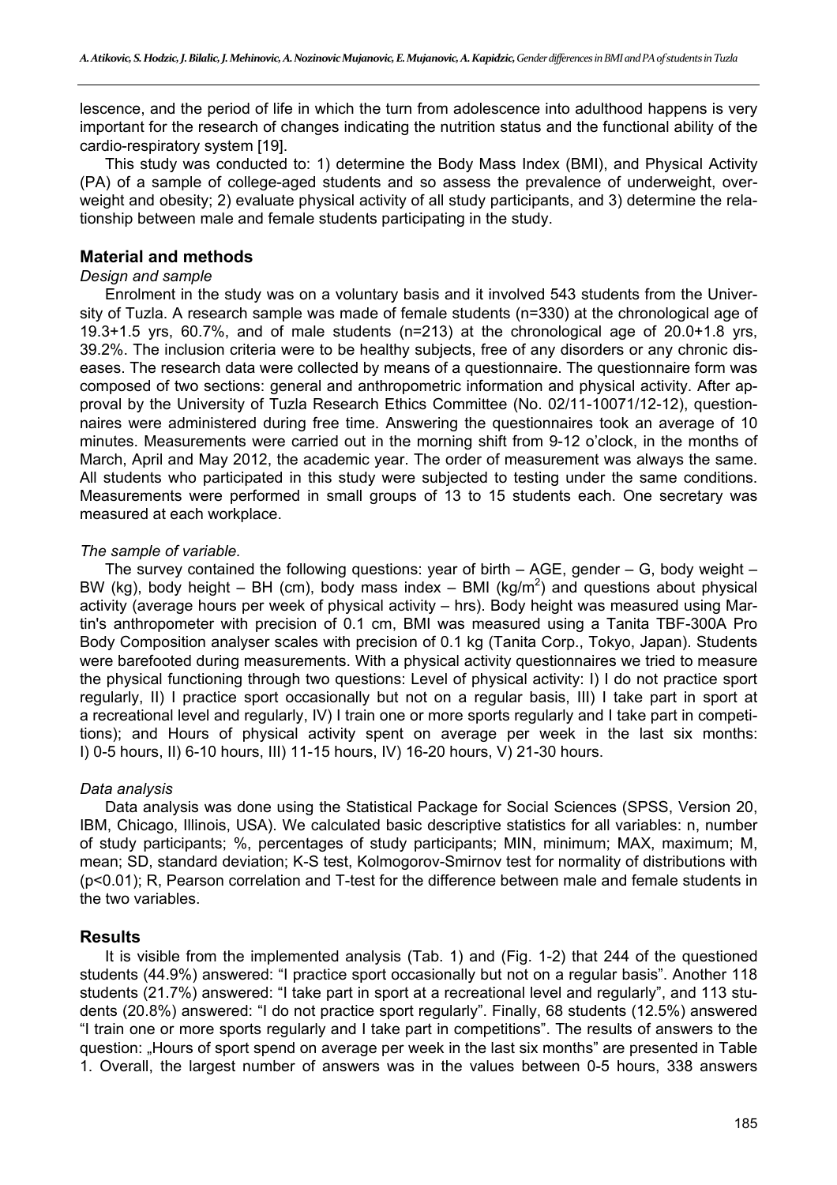lescence, and the period of life in which the turn from adolescence into adulthood happens is very important for the research of changes indicating the nutrition status and the functional ability of the cardio-respiratory system [19].

This study was conducted to: 1) determine the Body Mass Index (BMI), and Physical Activity (PA) of a sample of college-aged students and so assess the prevalence of underweight, overweight and obesity; 2) evaluate physical activity of all study participants, and 3) determine the relationship between male and female students participating in the study.

## Material and methods

*Design and sample*

Enrolment in the study was on a voluntary basis and it involved 543 students from the University of Tuzla. A research sample was made of female students (n=330) at the chronological age of 19.3+1.5 yrs, 60.7%, and of male students (n=213) at the chronological age of 20.0+1.8 yrs, 39.2%. The inclusion criteria were to be healthy subjects, free of any disorders or any chronic diseases. The research data were collected by means of a questionnaire. The questionnaire form was composed of two sections: general and anthropometric information and physical activity. After approval by the University of Tuzla Research Ethics Committee (No. 02/11-10071/12-12), questionnaires were administered during free time. Answering the questionnaires took an average of 10 minutes. Measurements were carried out in the morning shift from 9-12 o'clock, in the months of March, April and May 2012, the academic year. The order of measurement was always the same. All students who participated in this study were subjected to testing under the same conditions. Measurements were performed in small groups of 13 to 15 students each. One secretary was measured at each workplace.

*The sample of variable.*

The survey contained the following questions: year of birth – AGE, gender – G, body weight – BW (kg), body height – BH (cm), body mass index – BMI (kg/m$^2$) and questions about physical activity (average hours per week of physical activity – hrs). Body height was measured using Martin's anthropometer with precision of 0.1 cm, BMI was measured using a Tanita TBF-300A Pro Body Composition analyser scales with precision of 0.1 kg (Tanita Corp., Tokyo, Japan). Students were barefooted during measurements. With a physical activity questionnaires we tried to measure the physical functioning through two questions: Level of physical activity: I) I do not practice sport regularly, II) I practice sport occasionally but not on a regular basis, III) I take part in sport at a recreational level and regularly, IV) I train one or more sports regularly and I take part in competitions); and Hours of physical activity spent on average per week in the last six months: I) 0-5 hours, II) 6-10 hours, III) 11-15 hours, IV) 16-20 hours, V) 21-30 hours.

*Data analysis*

Data analysis was done using the Statistical Package for Social Sciences (SPSS, Version 20, IBM, Chicago, Illinois, USA). We calculated basic descriptive statistics for all variables: n, number of study participants; %, percentages of study participants; MIN, minimum; MAX, maximum; M, mean; SD, standard deviation; K-S test, Kolmogorov-Smirnov test for normality of distributions with ($p<0.01$); R, Pearson correlation and T-test for the difference between male and female students in the two variables.

## Results

It is visible from the implemented analysis (Tab. 1) and (Fig. 1-2) that 244 of the questioned students (44.9%) answered: "I practice sport occasionally but not on a regular basis". Another 118 students (21.7%) answered: "I take part in sport at a recreational level and regularly", and 113 students (20.8%) answered: "I do not practice sport regularly". Finally, 68 students (12.5%) answered "I train one or more sports regularly and I take part in competitions". The results of answers to the question: „Hours of sport spend on average per week in the last six months" are presented in Table 1. Overall, the largest number of answers was in the values between 0-5 hours, 338 answers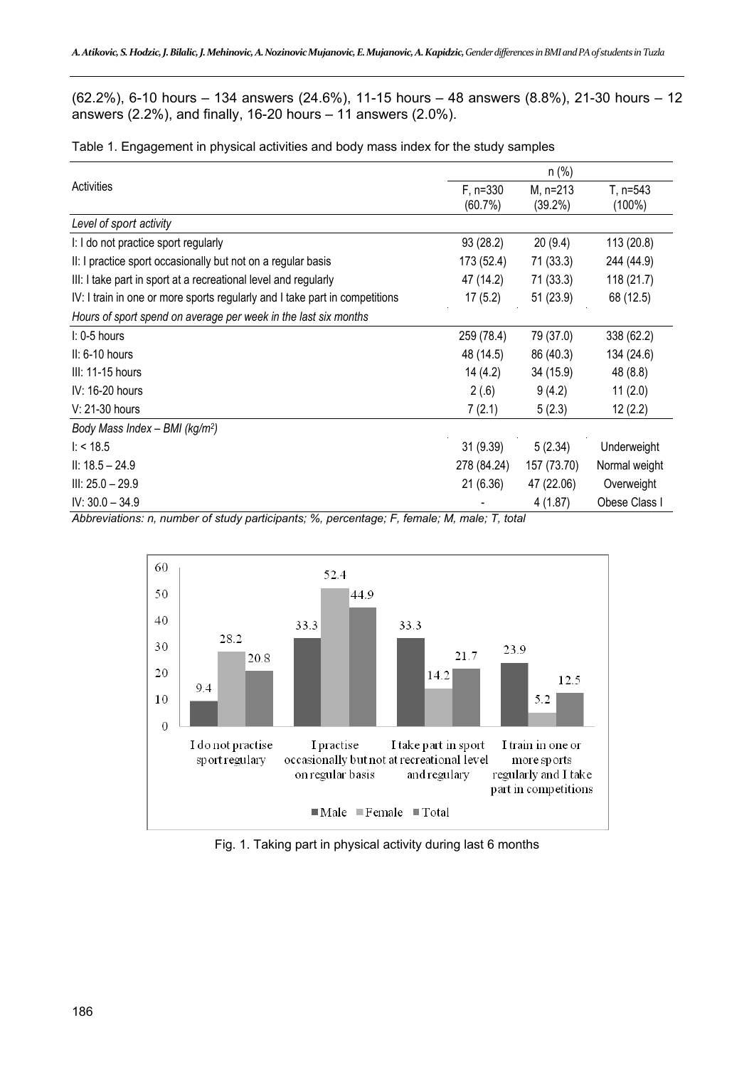(62.2%), 6-10 hours – 134 answers (24.6%), 11-15 hours – 48 answers (8.8%), 21-30 hours – 12 answers (2.2%), and finally, 16-20 hours – 11 answers (2.0%).

Table 1. Engagement in physical activities and body mass index for the study samples

| Activities | n (%) | | |
|---|---|---|---|
| | F, n=330 (60.7%) | M, n=213 (39.2%) | T, n=543 (100%) |
| *Level of sport activity* | | | |
| I: I do not practice sport regularly | 93 (28.2) | 20 (9.4) | 113 (20.8) |
| II: I practice sport occasionally but not on a regular basis | 173 (52.4) | 71 (33.3) | 244 (44.9) |
| III: I take part in sport at a recreational level and regularly | 47 (14.2) | 71 (33.3) | 118 (21.7) |
| IV: I train in one or more sports regularly and I take part in competitions | 17 (5.2) | 51 (23.9) | 68 (12.5) |
| *Hours of sport spend on average per week in the last six months* | | | |
| I: 0-5 hours | 259 (78.4) | 79 (37.0) | 338 (62.2) |
| II: 6-10 hours | 48 (14.5) | 86 (40.3) | 134 (24.6) |
| III: 11-15 hours | 14 (4.2) | 34 (15.9) | 48 (8.8) |
| IV: 16-20 hours | 2 (.6) | 9 (4.2) | 11 (2.0) |
| V: 21-30 hours | 7 (2.1) | 5 (2.3) | 12 (2.2) |
| *Body Mass Index – BMI (kg/m²)* | | | |
| I: < 18.5 | 31 (9.39) | 5 (2.34) | Underweight |
| II: 18.5 – 24.9 | 278 (84.24) | 157 (73.70) | Normal weight |
| III: 25.0 – 29.9 | 21 (6.36) | 47 (22.06) | Overweight |
| IV: 30.0 – 34.9 | - | 4 (1.87) | Obese Class I |

*Abbreviations: n, number of study participants; %, percentage; F, female; M, male; T, total*

Fig. 1. Taking part in physical activity during last 6 months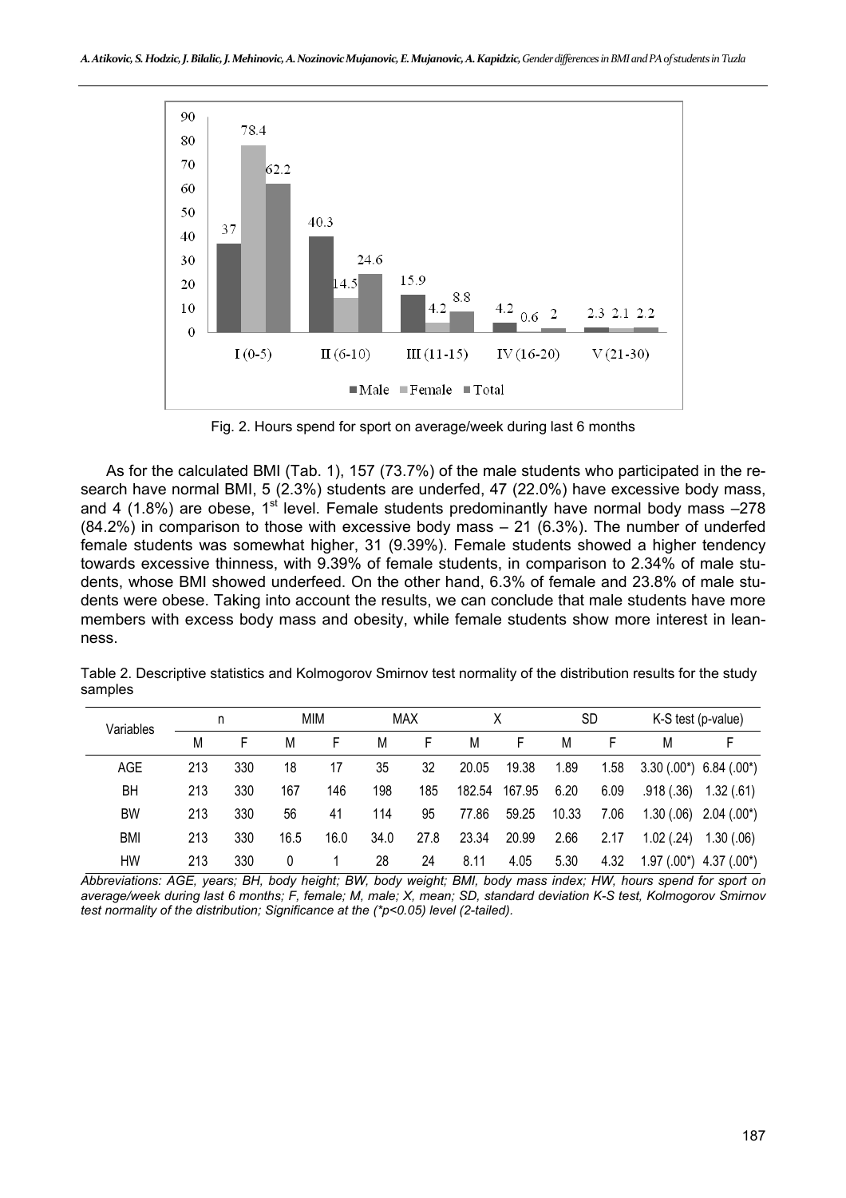Fig. 2. Hours spend for sport on average/week during last 6 months

As for the calculated BMI (Tab. 1), 157 (73.7%) of the male students who participated in the research have normal BMI, 5 (2.3%) students are underfed, 47 (22.0%) have excessive body mass, and 4 (1.8%) are obese, 1st level. Female students predominantly have normal body mass –278 (84.2%) in comparison to those with excessive body mass – 21 (6.3%). The number of underfed female students was somewhat higher, 31 (9.39%). Female students showed a higher tendency towards excessive thinness, with 9.39% of female students, in comparison to 2.34% of male students, whose BMI showed underfeed. On the other hand, 6.3% of female and 23.8% of male students were obese. Taking into account the results, we can conclude that male students have more members with excess body mass and obesity, while female students show more interest in leanness.

Table 2. Descriptive statistics and Kolmogorov Smirnov test normality of the distribution results for the study samples

| Variables | n | | MIM | | MAX | | X | | SD | | K-S test (p-value) | |
|---|---|---|---|---|---|---|---|---|---|---|---|---|
| | M | F | M | F | M | F | M | F | M | F | M | F |
| AGE | 213 | 330 | 18 | 17 | 35 | 32 | 20.05 | 19.38 | 1.89 | 1.58 | 3.30 (.00*) | 6.84 (.00*) |
| BH | 213 | 330 | 167 | 146 | 198 | 185 | 182.54 | 167.95 | 6.20 | 6.09 | .918 (.36) | 1.32 (.61) |
| BW | 213 | 330 | 56 | 41 | 114 | 95 | 77.86 | 59.25 | 10.33 | 7.06 | 1.30 (.06) | 2.04 (.00*) |
| BMI | 213 | 330 | 16.5 | 16.0 | 34.0 | 27.8 | 23.34 | 20.99 | 2.66 | 2.17 | 1.02 (.24) | 1.30 (.06) |
| HW | 213 | 330 | 0 | 1 | 28 | 24 | 8.11 | 4.05 | 5.30 | 4.32 | 1.97 (.00*) | 4.37 (.00*) |

*Abbreviations: AGE, years; BH, body height; BW, body weight; BMI, body mass index; HW, hours spend for sport on average/week during last 6 months; F, female; M, male; X, mean; SD, standard deviation K-S test, Kolmogorov Smirnov test normality of the distribution; Significance at the (\*p<0.05) level (2-tailed).*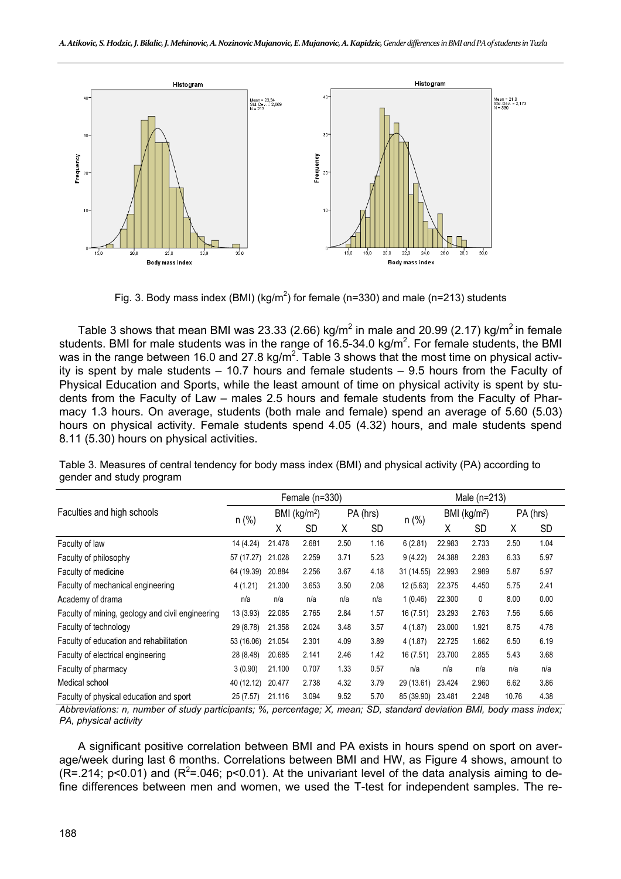Fig. 3. Body mass index (BMI) (kg/m$^2$) for female (n=330) and male (n=213) students

Table 3 shows that mean BMI was 23.33 (2.66) kg/m$^2$ in male and 20.99 (2.17) kg/m$^2$ in female students. BMI for male students was in the range of 16.5-34.0 kg/m$^2$. For female students, the BMI was in the range between 16.0 and 27.8 kg/m$^2$. Table 3 shows that the most time on physical activity is spent by male students – 10.7 hours and female students – 9.5 hours from the Faculty of Physical Education and Sports, while the least amount of time on physical activity is spent by students from the Faculty of Law – males 2.5 hours and female students from the Faculty of Pharmacy 1.3 hours. On average, students (both male and female) spend an average of 5.60 (5.03) hours on physical activity. Female students spend 4.05 (4.32) hours, and male students spend 8.11 (5.30) hours on physical activities.

Table 3. Measures of central tendency for body mass index (BMI) and physical activity (PA) according to gender and study program

| Faculties and high schools | Female (n=330) | | | | | Male (n=213) | | | | |
|---|---|---|---|---|---|---|---|---|---|---|
| | n (%) | BMI (kg/m$^2$) | | PA (hrs) | | n (%) | BMI (kg/m$^2$) | | PA (hrs) | |
| | | X | SD | X | SD | | X | SD | X | SD |
| Faculty of law | 14 (4.24) | 21.478 | 2.681 | 2.50 | 1.16 | 6 (2.81) | 22.983 | 2.733 | 2.50 | 1.04 |
| Faculty of philosophy | 57 (17.27) | 21.028 | 2.259 | 3.71 | 5.23 | 9 (4.22) | 24.388 | 2.283 | 6.33 | 5.97 |
| Faculty of medicine | 64 (19.39) | 20.884 | 2.256 | 3.67 | 4.18 | 31 (14.55) | 22.993 | 2.989 | 5.87 | 5.97 |
| Faculty of mechanical engineering | 4 (1.21) | 21.300 | 3.653 | 3.50 | 2.08 | 12 (5.63) | 22.375 | 4.450 | 5.75 | 2.41 |
| Academy of drama | n/a | n/a | n/a | n/a | n/a | 1 (0.46) | 22.300 | 0 | 8.00 | 0.00 |
| Faculty of mining, geology and civil engineering | 13 (3.93) | 22.085 | 2.765 | 2.84 | 1.57 | 16 (7.51) | 23.293 | 2.763 | 7.56 | 5.66 |
| Faculty of technology | 29 (8.78) | 21.358 | 2.024 | 3.48 | 3.57 | 4 (1.87) | 23.000 | 1.921 | 8.75 | 4.78 |
| Faculty of education and rehabilitation | 53 (16.06) | 21.054 | 2.301 | 4.09 | 3.89 | 4 (1.87) | 22.725 | 1.662 | 6.50 | 6.19 |
| Faculty of electrical engineering | 28 (8.48) | 20.685 | 2.141 | 2.46 | 1.42 | 16 (7.51) | 23.700 | 2.855 | 5.43 | 3.68 |
| Faculty of pharmacy | 3 (0.90) | 21.100 | 0.707 | 1.33 | 0.57 | n/a | n/a | n/a | n/a | n/a |
| Medical school | 40 (12.12) | 20.477 | 2.738 | 4.32 | 3.79 | 29 (13.61) | 23.424 | 2.960 | 6.62 | 3.86 |
| Faculty of physical education and sport | 25 (7.57) | 21.116 | 3.094 | 9.52 | 5.70 | 85 (39.90) | 23.481 | 2.248 | 10.76 | 4.38 |

*Abbreviations: n, number of study participants; %, percentage; X, mean; SD, standard deviation BMI, body mass index; PA, physical activity*

A significant positive correlation between BMI and PA exists in hours spend on sport on average/week during last 6 months. Correlations between BMI and HW, as Figure 4 shows, amount to (R=.214; $p<0.01$) and ($R^2$=.046; $p<0.01$). At the univariant level of the data analysis aiming to define differences between men and women, we used the T-test for independent samples. The re-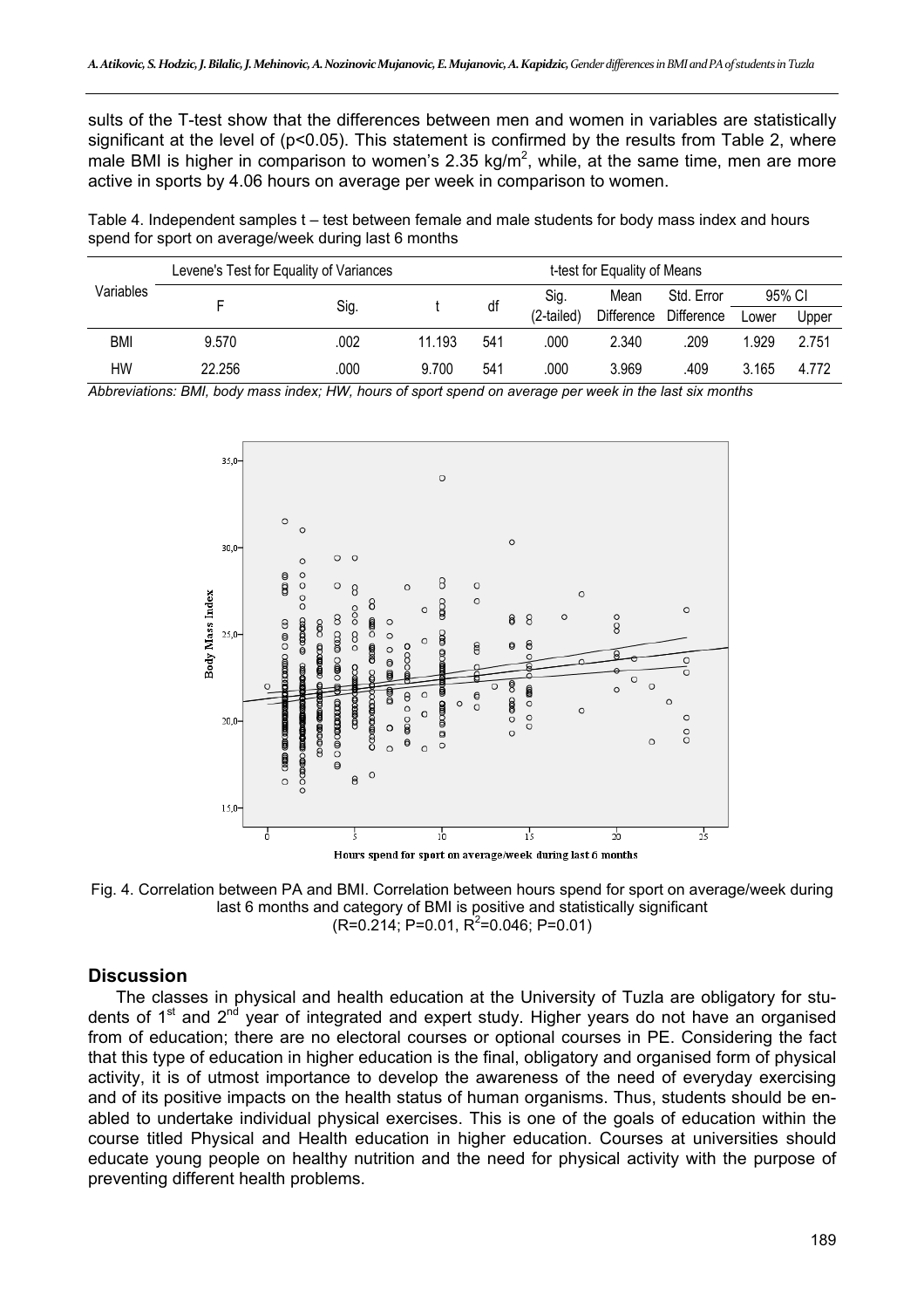sults of the T-test show that the differences between men and women in variables are statistically significant at the level of ($p<0.05$). This statement is confirmed by the results from Table 2, where male BMI is higher in comparison to women's 2.35 kg/m$^2$, while, at the same time, men are more active in sports by 4.06 hours on average per week in comparison to women.

Table 4. Independent samples t – test between female and male students for body mass index and hours spend for sport on average/week during last 6 months

| Variables | Levene's Test for Equality of Variances | | t-test for Equality of Means | | | | | | |
|---|---|---|---|---|---|---|---|---|---|
| | F | Sig. | t | df | Sig. (2-tailed) | Mean Difference | Std. Error Difference | 95% CI Lower | 95% CI Upper |
| BMI | 9.570 | .002 | 11.193 | 541 | .000 | 2.340 | .209 | 1.929 | 2.751 |
| HW | 22.256 | .000 | 9.700 | 541 | .000 | 3.969 | .409 | 3.165 | 4.772 |

*Abbreviations: BMI, body mass index; HW, hours of sport spend on average per week in the last six months*

Fig. 4. Correlation between PA and BMI. Correlation between hours spend for sport on average/week during last 6 months and category of BMI is positive and statistically significant ($R=0.214$; $P=0.01$, $R^2=0.046$; $P=0.01$)

## Discussion

The classes in physical and health education at the University of Tuzla are obligatory for students of 1st and 2nd year of integrated and expert study. Higher years do not have an organised from of education; there are no electoral courses or optional courses in PE. Considering the fact that this type of education in higher education is the final, obligatory and organised form of physical activity, it is of utmost importance to develop the awareness of the need of everyday exercising and of its positive impacts on the health status of human organisms. Thus, students should be enabled to undertake individual physical exercises. This is one of the goals of education within the course titled Physical and Health education in higher education. Courses at universities should educate young people on healthy nutrition and the need for physical activity with the purpose of preventing different health problems.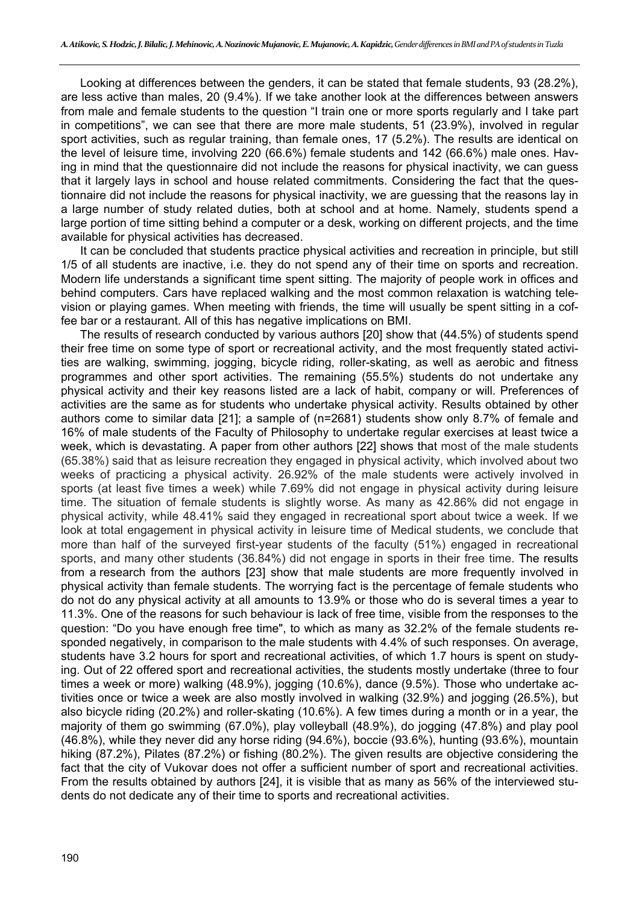Looking at differences between the genders, it can be stated that female students, 93 (28.2%), are less active than males, 20 (9.4%). If we take another look at the differences between answers from male and female students to the question "I train one or more sports regularly and I take part in competitions", we can see that there are more male students, 51 (23.9%), involved in regular sport activities, such as regular training, than female ones, 17 (5.2%). The results are identical on the level of leisure time, involving 220 (66.6%) female students and 142 (66.6%) male ones. Having in mind that the questionnaire did not include the reasons for physical inactivity, we can guess that it largely lays in school and house related commitments. Considering the fact that the questionnaire did not include the reasons for physical inactivity, we are guessing that the reasons lay in a large number of study related duties, both at school and at home. Namely, students spend a large portion of time sitting behind a computer or a desk, working on different projects, and the time available for physical activities has decreased.

It can be concluded that students practice physical activities and recreation in principle, but still 1/5 of all students are inactive, i.e. they do not spend any of their time on sports and recreation. Modern life understands a significant time spent sitting. The majority of people work in offices and behind computers. Cars have replaced walking and the most common relaxation is watching television or playing games. When meeting with friends, the time will usually be spent sitting in a coffee bar or a restaurant. All of this has negative implications on BMI.

The results of research conducted by various authors [20] show that (44.5%) of students spend their free time on some type of sport or recreational activity, and the most frequently stated activities are walking, swimming, jogging, bicycle riding, roller-skating, as well as aerobic and fitness programmes and other sport activities. The remaining (55.5%) students do not undertake any physical activity and their key reasons listed are a lack of habit, company or will. Preferences of activities are the same as for students who undertake physical activity. Results obtained by other authors come to similar data [21]; a sample of (n=2681) students show only 8.7% of female and 16% of male students of the Faculty of Philosophy to undertake regular exercises at least twice a week, which is devastating. A paper from other authors [22] shows that most of the male students (65.38%) said that as leisure recreation they engaged in physical activity, which involved about two weeks of practicing a physical activity. 26.92% of the male students were actively involved in sports (at least five times a week) while 7.69% did not engage in physical activity during leisure time. The situation of female students is slightly worse. As many as 42.86% did not engage in physical activity, while 48.41% said they engaged in recreational sport about twice a week. If we look at total engagement in physical activity in leisure time of Medical students, we conclude that more than half of the surveyed first-year students of the faculty (51%) engaged in recreational sports, and many other students (36.84%) did not engage in sports in their free time. The results from a research from the authors [23] show that male students are more frequently involved in physical activity than female students. The worrying fact is the percentage of female students who do not do any physical activity at all amounts to 13.9% or those who do is several times a year to 11.3%. One of the reasons for such behaviour is lack of free time, visible from the responses to the question: "Do you have enough free time", to which as many as 32.2% of the female students responded negatively, in comparison to the male students with 4.4% of such responses. On average, students have 3.2 hours for sport and recreational activities, of which 1.7 hours is spent on studying. Out of 22 offered sport and recreational activities, the students mostly undertake (three to four times a week or more) walking (48.9%), jogging (10.6%), dance (9.5%). Those who undertake activities once or twice a week are also mostly involved in walking (32.9%) and jogging (26.5%), but also bicycle riding (20.2%) and roller-skating (10.6%). A few times during a month or in a year, the majority of them go swimming (67.0%), play volleyball (48.9%), do jogging (47.8%) and play pool (46.8%), while they never did any horse riding (94.6%), boccie (93.6%), hunting (93.6%), mountain hiking (87.2%), Pilates (87.2%) or fishing (80.2%). The given results are objective considering the fact that the city of Vukovar does not offer a sufficient number of sport and recreational activities. From the results obtained by authors [24], it is visible that as many as 56% of the interviewed students do not dedicate any of their time to sports and recreational activities.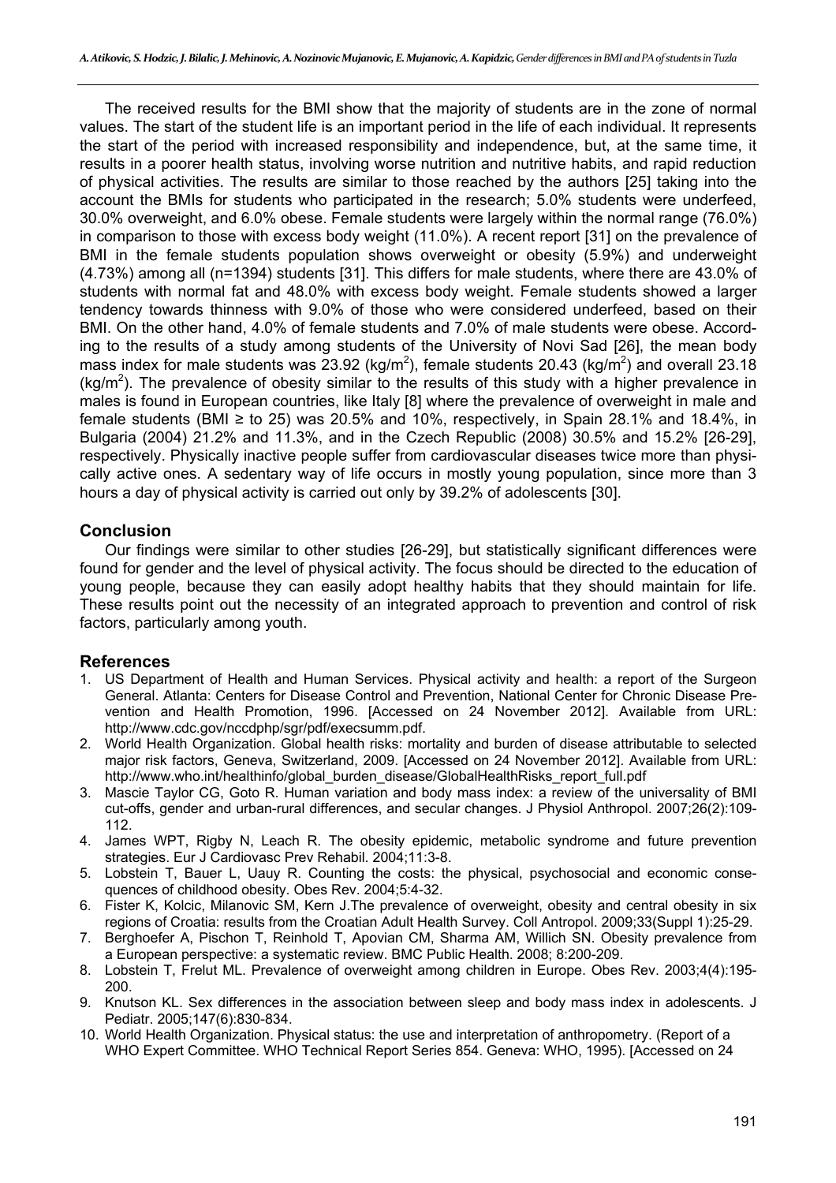The received results for the BMI show that the majority of students are in the zone of normal values. The start of the student life is an important period in the life of each individual. It represents the start of the period with increased responsibility and independence, but, at the same time, it results in a poorer health status, involving worse nutrition and nutritive habits, and rapid reduction of physical activities. The results are similar to those reached by the authors [25] taking into the account the BMIs for students who participated in the research; 5.0% students were underfeed, 30.0% overweight, and 6.0% obese. Female students were largely within the normal range (76.0%) in comparison to those with excess body weight (11.0%). A recent report [31] on the prevalence of BMI in the female students population shows overweight or obesity (5.9%) and underweight (4.73%) among all (n=1394) students [31]. This differs for male students, where there are 43.0% of students with normal fat and 48.0% with excess body weight. Female students showed a larger tendency towards thinness with 9.0% of those who were considered underfeed, based on their BMI. On the other hand, 4.0% of female students and 7.0% of male students were obese. According to the results of a study among students of the University of Novi Sad [26], the mean body mass index for male students was 23.92 (kg/m$^2$), female students 20.43 (kg/m$^2$) and overall 23.18 (kg/m$^2$). The prevalence of obesity similar to the results of this study with a higher prevalence in males is found in European countries, like Italy [8] where the prevalence of overweight in male and female students (BMI ≥ to 25) was 20.5% and 10%, respectively, in Spain 28.1% and 18.4%, in Bulgaria (2004) 21.2% and 11.3%, and in the Czech Republic (2008) 30.5% and 15.2% [26-29], respectively. Physically inactive people suffer from cardiovascular diseases twice more than physically active ones. A sedentary way of life occurs in mostly young population, since more than 3 hours a day of physical activity is carried out only by 39.2% of adolescents [30].

## Conclusion

Our findings were similar to other studies [26-29], but statistically significant differences were found for gender and the level of physical activity. The focus should be directed to the education of young people, because they can easily adopt healthy habits that they should maintain for life. These results point out the necessity of an integrated approach to prevention and control of risk factors, particularly among youth.

## References

1. US Department of Health and Human Services. Physical activity and health: a report of the Surgeon General. Atlanta: Centers for Disease Control and Prevention, National Center for Chronic Disease Prevention and Health Promotion, 1996. [Accessed on 24 November 2012]. Available from URL: http://www.cdc.gov/nccdphp/sgr/pdf/execsumm.pdf.
2. World Health Organization. Global health risks: mortality and burden of disease attributable to selected major risk factors, Geneva, Switzerland, 2009. [Accessed on 24 November 2012]. Available from URL: http://www.who.int/healthinfo/global_burden_disease/GlobalHealthRisks_report_full.pdf
3. Mascie Taylor CG, Goto R. Human variation and body mass index: a review of the universality of BMI cut-offs, gender and urban-rural differences, and secular changes. J Physiol Anthropol. 2007;26(2):109-112.
4. James WPT, Rigby N, Leach R. The obesity epidemic, metabolic syndrome and future prevention strategies. Eur J Cardiovasc Prev Rehabil. 2004;11:3-8.
5. Lobstein T, Bauer L, Uauy R. Counting the costs: the physical, psychosocial and economic consequences of childhood obesity. Obes Rev. 2004;5:4-32.
6. Fister K, Kolcic, Milanovic SM, Kern J.The prevalence of overweight, obesity and central obesity in six regions of Croatia: results from the Croatian Adult Health Survey. Coll Antropol. 2009;33(Suppl 1):25-29.
7. Berghoefer A, Pischon T, Reinhold T, Apovian CM, Sharma AM, Willich SN. Obesity prevalence from a European perspective: a systematic review. BMC Public Health. 2008; 8:200-209.
8. Lobstein T, Frelut ML. Prevalence of overweight among children in Europe. Obes Rev. 2003;4(4):195-200.
9. Knutson KL. Sex differences in the association between sleep and body mass index in adolescents. J Pediatr. 2005;147(6):830-834.
10. World Health Organization. Physical status: the use and interpretation of anthropometry. (Report of a WHO Expert Committee. WHO Technical Report Series 854. Geneva: WHO, 1995). [Accessed on 24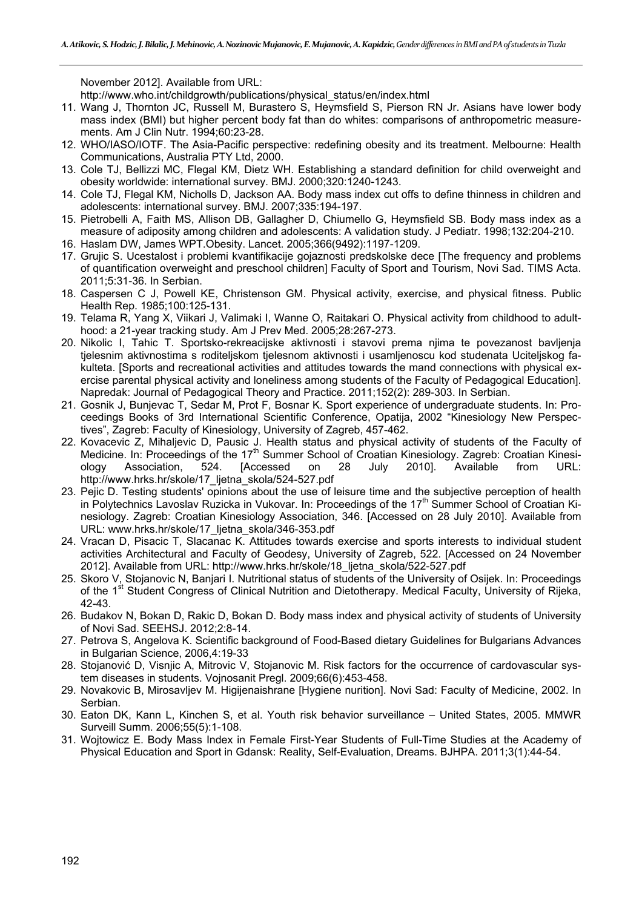November 2012]. Available from URL: http://www.who.int/childgrowth/publications/physical_status/en/index.html

11. Wang J, Thornton JC, Russell M, Burastero S, Heymsfield S, Pierson RN Jr. Asians have lower body mass index (BMI) but higher percent body fat than do whites: comparisons of anthropometric measurements. Am J Clin Nutr. 1994;60:23-28.
12. WHO/IASO/IOTF. The Asia-Pacific perspective: redefining obesity and its treatment. Melbourne: Health Communications, Australia PTY Ltd, 2000.
13. Cole TJ, Bellizzi MC, Flegal KM, Dietz WH. Establishing a standard definition for child overweight and obesity worldwide: international survey. BMJ. 2000;320:1240-1243.
14. Cole TJ, Flegal KM, Nicholls D, Jackson AA. Body mass index cut offs to define thinness in children and adolescents: international survey. BMJ. 2007;335:194-197.
15. Pietrobelli A, Faith MS, Allison DB, Gallagher D, Chiumello G, Heymsfield SB. Body mass index as a measure of adiposity among children and adolescents: A validation study. J Pediatr. 1998;132:204-210.
16. Haslam DW, James WPT.Obesity. Lancet. 2005;366(9492):1197-1209.
17. Grujic S. Ucestalost i problemi kvantifikacije gojaznosti predskolske dece [The frequency and problems of quantification overweight and preschool children] Faculty of Sport and Tourism, Novi Sad. TIMS Acta. 2011;5:31-36. In Serbian.
18. Caspersen C J, Powell KE, Christenson GM. Physical activity, exercise, and physical fitness. Public Health Rep. 1985;100:125-131.
19. Telama R, Yang X, Viikari J, Valimaki I, Wanne O, Raitakari O. Physical activity from childhood to adulthood: a 21-year tracking study. Am J Prev Med. 2005;28:267-273.
20. Nikolic I, Tahic T. Sportsko-rekreacijske aktivnosti i stavovi prema njima te povezanost bavljenja tjelesnim aktivnostima s roditeljskom tjelesnom aktivnosti i usamljenoscu kod studenata Uciteljskog fakulteta. [Sports and recreational activities and attitudes towards the mand connections with physical exercise parental physical activity and loneliness among students of the Faculty of Pedagogical Education]. Napredak: Journal of Pedagogical Theory and Practice. 2011;152(2): 289-303. In Serbian.
21. Gosnik J, Bunjevac T, Sedar M, Prot F, Bosnar K. Sport experience of undergraduate students. In: Proceedings Books of 3rd International Scientific Conference, Opatija, 2002 "Kinesiology New Perspectives", Zagreb: Faculty of Kinesiology, University of Zagreb, 457-462.
22. Kovacevic Z, Mihaljevic D, Pausic J. Health status and physical activity of students of the Faculty of Medicine. In: Proceedings of the 17th Summer School of Croatian Kinesiology. Zagreb: Croatian Kinesiology Association, 524. [Accessed on 28 July 2010]. Available from URL: http://www.hrks.hr/skole/17_ljetna_skola/524-527.pdf
23. Pejic D. Testing students' opinions about the use of leisure time and the subjective perception of health in Polytechnics Lavoslav Ruzicka in Vukovar. In: Proceedings of the 17th Summer School of Croatian Kinesiology. Zagreb: Croatian Kinesiology Association, 346. [Accessed on 28 July 2010]. Available from URL: www.hrks.hr/skole/17_ljetna_skola/346-353.pdf
24. Vracan D, Pisacic T, Slacanac K. Attitudes towards exercise and sports interests to individual student activities Architectural and Faculty of Geodesy, University of Zagreb, 522. [Accessed on 24 November 2012]. Available from URL: http://www.hrks.hr/skole/18_ljetna_skola/522-527.pdf
25. Skoro V, Stojanovic N, Banjari I. Nutritional status of students of the University of Osijek. In: Proceedings of the 1st Student Congress of Clinical Nutrition and Dietotherapy. Medical Faculty, University of Rijeka, 42-43.
26. Budakov N, Bokan D, Rakic D, Bokan D. Body mass index and physical activity of students of University of Novi Sad. SEEHSJ. 2012;2:8-14.
27. Petrova S, Angelova K. Scientific background of Food-Based dietary Guidelines for Bulgarians Advances in Bulgarian Science, 2006,4:19-33
28. Stojanović D, Visnjic A, Mitrovic V, Stojanovic M. Risk factors for the occurrence of cardovascular system diseases in students. Vojnosanit Pregl. 2009;66(6):453-458.
29. Novakovic B, Mirosavljev M. Higijenaishrane [Hygiene nurition]. Novi Sad: Faculty of Medicine, 2002. In Serbian.
30. Eaton DK, Kann L, Kinchen S, et al. Youth risk behavior surveillance – United States, 2005. MMWR Surveill Summ. 2006;55(5):1-108.
31. Wojtowicz E. Body Mass Index in Female First-Year Students of Full-Time Studies at the Academy of Physical Education and Sport in Gdansk: Reality, Self-Evaluation, Dreams. BJHPA. 2011;3(1):44-54.